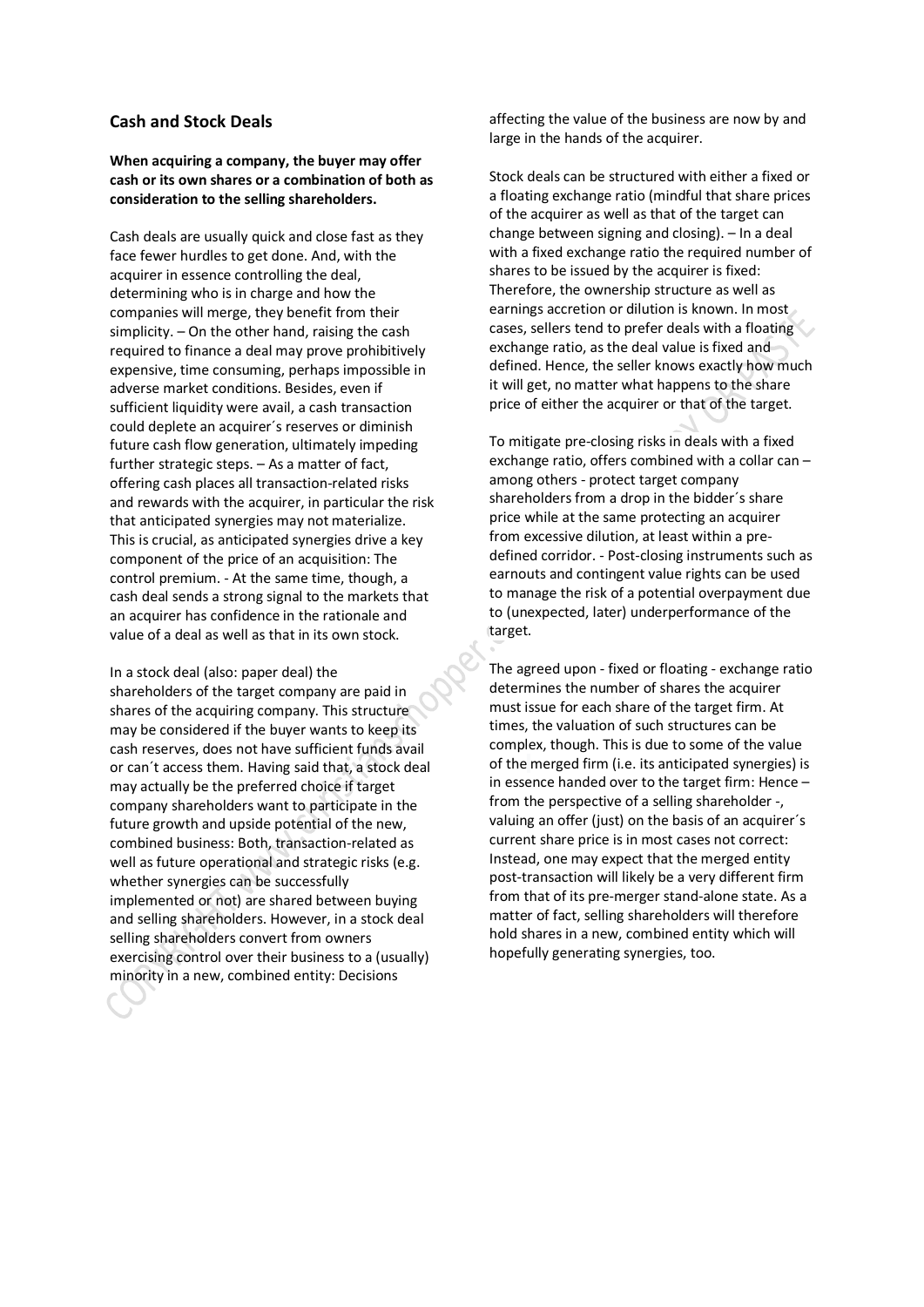## Cash and Stock Deals

**When acquiring a company, the buyer may offer cash or its own shares or a combination of both as consideration to the selling shareholders.**

Cash deals are usually quick and close fast as they face fewer hurdles to get done. And, with the acquirer in essence controlling the deal, determining who is in charge and how the companies will merge, they benefit from their simplicity. – On the other hand, raising the cash required to finance a deal may prove prohibitively expensive, time consuming, perhaps impossible in adverse market conditions. Besides, even if sufficient liquidity were avail, a cash transaction could deplete an acquirer´s reserves or diminish future cash flow generation, ultimately impeding further strategic steps. – As a matter of fact, offering cash places all transaction-related risks and rewards with the acquirer, in particular the risk that anticipated synergies may not materialize. This is crucial, as anticipated synergies drive a key component of the price of an acquisition: The control premium. - At the same time, though, a cash deal sends a strong signal to the markets that an acquirer has confidence in the rationale and value of a deal as well as that in its own stock.

In a stock deal (also: paper deal) the shareholders of the target company are paid in shares of the acquiring company. This structure may be considered if the buyer wants to keep its cash reserves, does not have sufficient funds avail or can´t access them. Having said that, a stock deal may actually be the preferred choice if target company shareholders want to participate in the future growth and upside potential of the new, combined business: Both, transaction-related as well as future operational and strategic risks (e.g. whether synergies can be successfully implemented or not) are shared between buying and selling shareholders. However, in a stock deal selling shareholders convert from owners exercising control over their business to a (usually) minority in a new, combined entity: Decisions affecting the value of the business are now by and large in the hands of the acquirer.

Stock deals can be structured with either a fixed or a floating exchange ratio (mindful that share prices of the acquirer as well as that of the target can change between signing and closing). – In a deal with a fixed exchange ratio the required number of shares to be issued by the acquirer is fixed: Therefore, the ownership structure as well as earnings accretion or dilution is known. In most cases, sellers tend to prefer deals with a floating exchange ratio, as the deal value is fixed and defined. Hence, the seller knows exactly how much it will get, no matter what happens to the share price of either the acquirer or that of the target.

To mitigate pre-closing risks in deals with a fixed exchange ratio, offers combined with a collar can – among others - protect target company shareholders from a drop in the bidder´s share price while at the same protecting an acquirer from excessive dilution, at least within a pre-defined corridor. - Post-closing instruments such as earnouts and contingent value rights can be used to manage the risk of a potential overpayment due to (unexpected, later) underperformance of the target.

The agreed upon - fixed or floating - exchange ratio determines the number of shares the acquirer must issue for each share of the target firm. At times, the valuation of such structures can be complex, though. This is due to some of the value of the merged firm (i.e. its anticipated synergies) is in essence handed over to the target firm: Hence – from the perspective of a selling shareholder -, valuing an offer (just) on the basis of an acquirer´s current share price is in most cases not correct: Instead, one may expect that the merged entity post-transaction will likely be a very different firm from that of its pre-merger stand-alone state. As a matter of fact, selling shareholders will therefore hold shares in a new, combined entity which will hopefully generating synergies, too.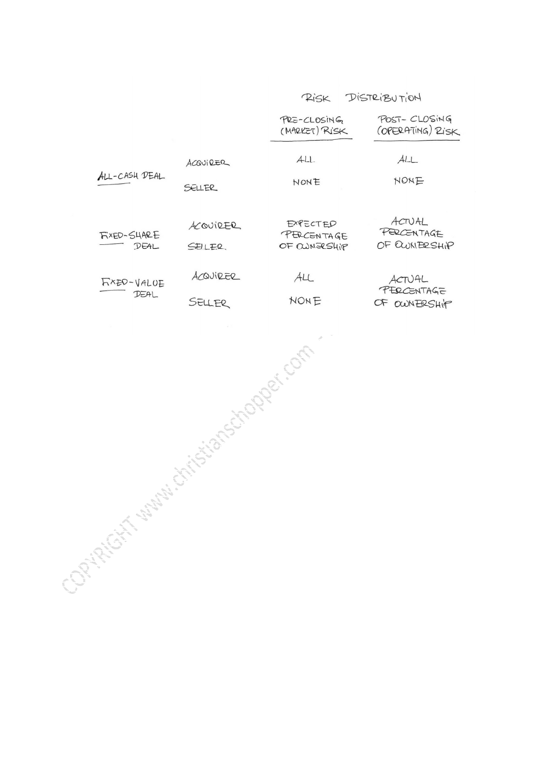| | | RISK DISTRIBUTION | |
|---|---|---|---|
| | | PRE-CLOSING (MARKET) RISK | POST-CLOSING (OPERATING) RISK |
| ALL-CASH DEAL | ACQUIRER | ALL | ALL |
| | SELLER | NONE | NONE |
| FIXED-SHARE DEAL | ACQUIRER | EXPECTED PERCENTAGE OF OWNERSHIP | ACTUAL PERCENTAGE OF OWNERSHIP |
| | SELLER | | |
| FIXED-VALUE DEAL | ACQUIRER | ALL | ACTUAL PERCENTAGE OF OWNERSHIP |
| | SELLER | NONE | |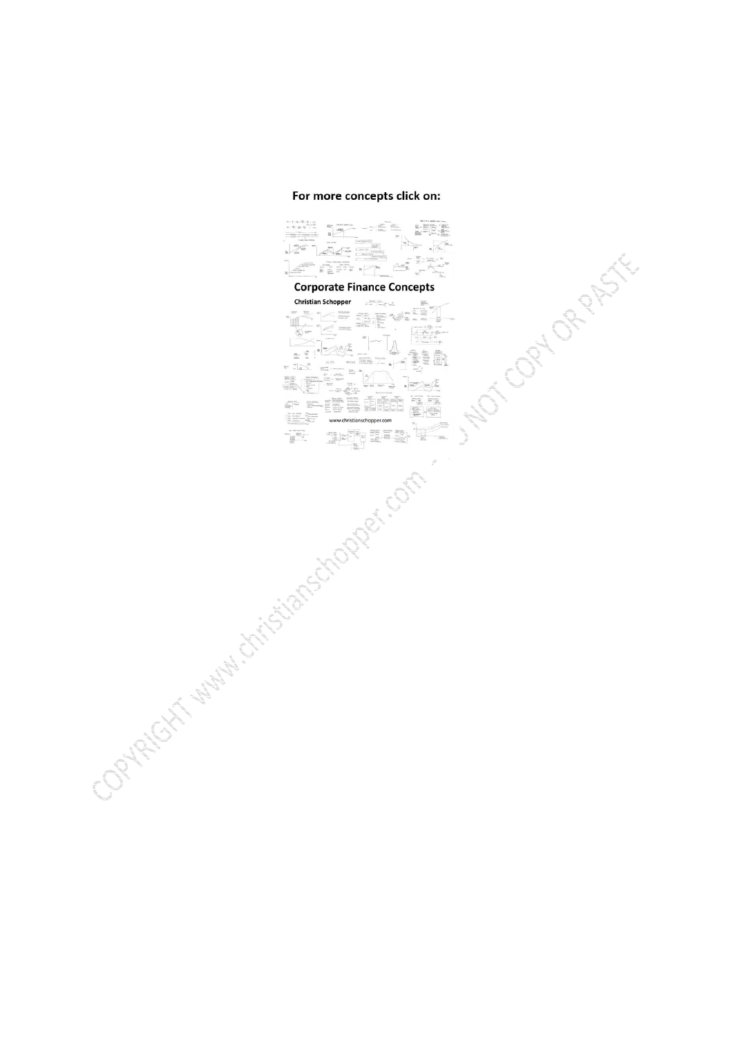For more concepts click on:

**Corporate Finance Concepts**

**Christian Schopper**

www.christianschopper.com